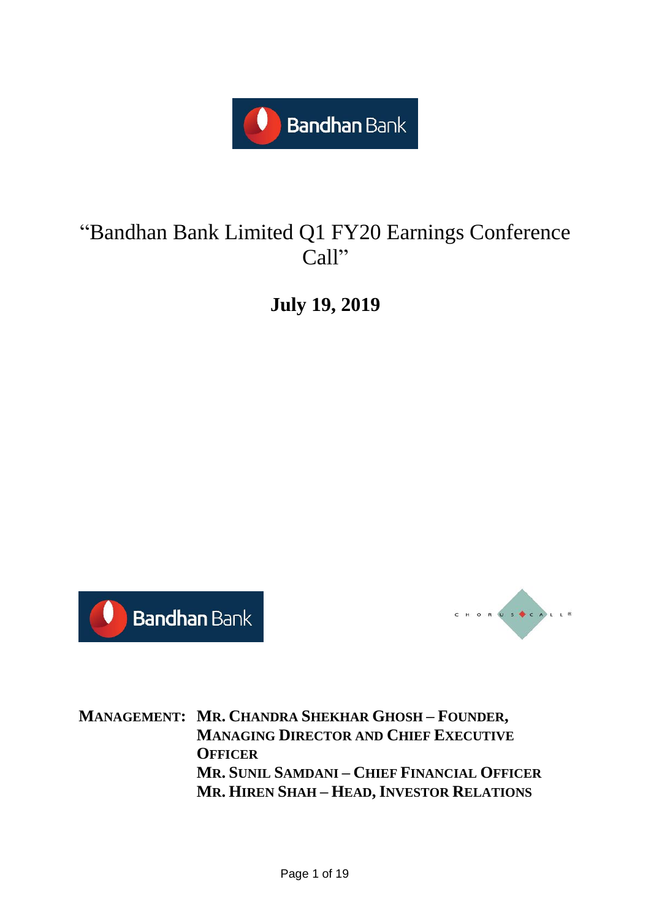# "Bandhan Bank Limited Q1 FY20 Earnings Conference Call"

## July 19, 2019

**MANAGEMENT:** **MR. CHANDRA SHEKHAR GHOSH – FOUNDER, MANAGING DIRECTOR AND CHIEF EXECUTIVE OFFICER**
**MR. SUNIL SAMDANI – CHIEF FINANCIAL OFFICER**
**MR. HIREN SHAH – HEAD, INVESTOR RELATIONS**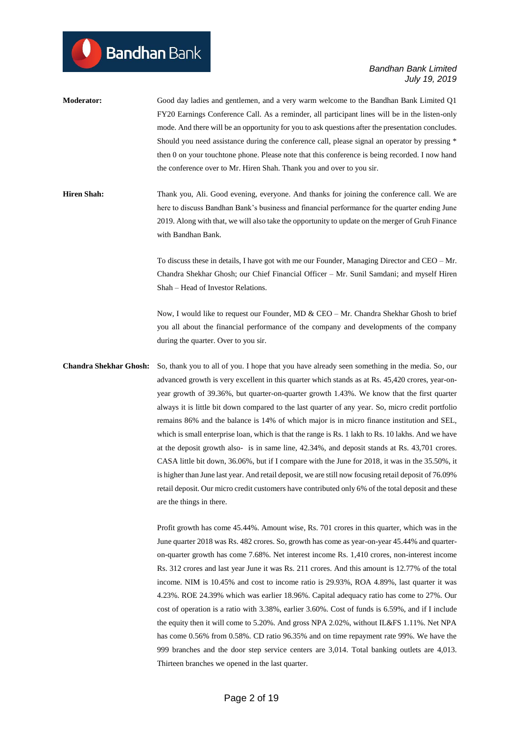**Moderator:** Good day ladies and gentlemen, and a very warm welcome to the Bandhan Bank Limited Q1 FY20 Earnings Conference Call. As a reminder, all participant lines will be in the listen-only mode. And there will be an opportunity for you to ask questions after the presentation concludes. Should you need assistance during the conference call, please signal an operator by pressing * then 0 on your touchtone phone. Please note that this conference is being recorded. I now hand the conference over to Mr. Hiren Shah. Thank you and over to you sir.

**Hiren Shah:** Thank you, Ali. Good evening, everyone. And thanks for joining the conference call. We are here to discuss Bandhan Bank's business and financial performance for the quarter ending June 2019. Along with that, we will also take the opportunity to update on the merger of Gruh Finance with Bandhan Bank.

To discuss these in details, I have got with me our Founder, Managing Director and CEO – Mr. Chandra Shekhar Ghosh; our Chief Financial Officer – Mr. Sunil Samdani; and myself Hiren Shah – Head of Investor Relations.

Now, I would like to request our Founder, MD & CEO – Mr. Chandra Shekhar Ghosh to brief you all about the financial performance of the company and developments of the company during the quarter. Over to you sir.

**Chandra Shekhar Ghosh:** So, thank you to all of you. I hope that you have already seen something in the media. So, our advanced growth is very excellent in this quarter which stands as at Rs. 45,420 crores, year-on-year growth of 39.36%, but quarter-on-quarter growth 1.43%. We know that the first quarter always it is little bit down compared to the last quarter of any year. So, micro credit portfolio remains 86% and the balance is 14% of which major is in micro finance institution and SEL, which is small enterprise loan, which is that the range is Rs. 1 lakh to Rs. 10 lakhs. And we have at the deposit growth also- is in same line, 42.34%, and deposit stands at Rs. 43,701 crores. CASA little bit down, 36.06%, but if I compare with the June for 2018, it was in the 35.50%, it is higher than June last year. And retail deposit, we are still now focusing retail deposit of 76.09% retail deposit. Our micro credit customers have contributed only 6% of the total deposit and these are the things in there.

Profit growth has come 45.44%. Amount wise, Rs. 701 crores in this quarter, which was in the June quarter 2018 was Rs. 482 crores. So, growth has come as year-on-year 45.44% and quarter-on-quarter growth has come 7.68%. Net interest income Rs. 1,410 crores, non-interest income Rs. 312 crores and last year June it was Rs. 211 crores. And this amount is 12.77% of the total income. NIM is 10.45% and cost to income ratio is 29.93%, ROA 4.89%, last quarter it was 4.23%. ROE 24.39% which was earlier 18.96%. Capital adequacy ratio has come to 27%. Our cost of operation is a ratio with 3.38%, earlier 3.60%. Cost of funds is 6.59%, and if I include the equity then it will come to 5.20%. And gross NPA 2.02%, without IL&FS 1.11%. Net NPA has come 0.56% from 0.58%. CD ratio 96.35% and on time repayment rate 99%. We have the 999 branches and the door step service centers are 3,014. Total banking outlets are 4,013. Thirteen branches we opened in the last quarter.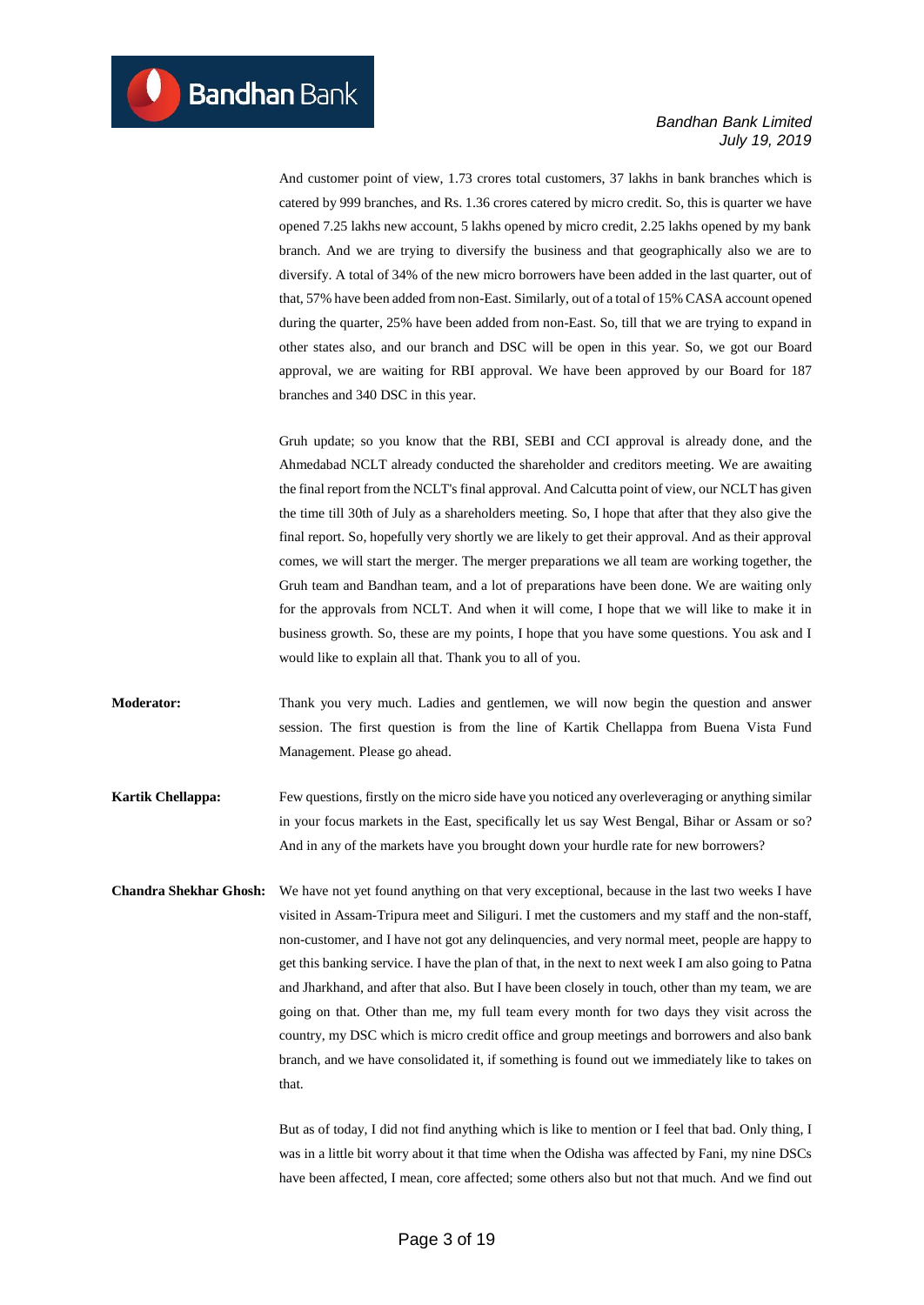And customer point of view, 1.73 crores total customers, 37 lakhs in bank branches which is catered by 999 branches, and Rs. 1.36 crores catered by micro credit. So, this is quarter we have opened 7.25 lakhs new account, 5 lakhs opened by micro credit, 2.25 lakhs opened by my bank branch. And we are trying to diversify the business and that geographically also we are to diversify. A total of 34% of the new micro borrowers have been added in the last quarter, out of that, 57% have been added from non-East. Similarly, out of a total of 15% CASA account opened during the quarter, 25% have been added from non-East. So, till that we are trying to expand in other states also, and our branch and DSC will be open in this year. So, we got our Board approval, we are waiting for RBI approval. We have been approved by our Board for 187 branches and 340 DSC in this year.

Gruh update; so you know that the RBI, SEBI and CCI approval is already done, and the Ahmedabad NCLT already conducted the shareholder and creditors meeting. We are awaiting the final report from the NCLT's final approval. And Calcutta point of view, our NCLT has given the time till 30th of July as a shareholders meeting. So, I hope that after that they also give the final report. So, hopefully very shortly we are likely to get their approval. And as their approval comes, we will start the merger. The merger preparations we all team are working together, the Gruh team and Bandhan team, and a lot of preparations have been done. We are waiting only for the approvals from NCLT. And when it will come, I hope that we will like to make it in business growth. So, these are my points, I hope that you have some questions. You ask and I would like to explain all that. Thank you to all of you.

**Moderator:** Thank you very much. Ladies and gentlemen, we will now begin the question and answer session. The first question is from the line of Kartik Chellappa from Buena Vista Fund Management. Please go ahead.

**Kartik Chellappa:** Few questions, firstly on the micro side have you noticed any overleveraging or anything similar in your focus markets in the East, specifically let us say West Bengal, Bihar or Assam or so? And in any of the markets have you brought down your hurdle rate for new borrowers?

**Chandra Shekhar Ghosh:** We have not yet found anything on that very exceptional, because in the last two weeks I have visited in Assam-Tripura meet and Siliguri. I met the customers and my staff and the non-staff, non-customer, and I have not got any delinquencies, and very normal meet, people are happy to get this banking service. I have the plan of that, in the next to next week I am also going to Patna and Jharkhand, and after that also. But I have been closely in touch, other than my team, we are going on that. Other than me, my full team every month for two days they visit across the country, my DSC which is micro credit office and group meetings and borrowers and also bank branch, and we have consolidated it, if something is found out we immediately like to takes on that.

But as of today, I did not find anything which is like to mention or I feel that bad. Only thing, I was in a little bit worry about it that time when the Odisha was affected by Fani, my nine DSCs have been affected, I mean, core affected; some others also but not that much. And we find out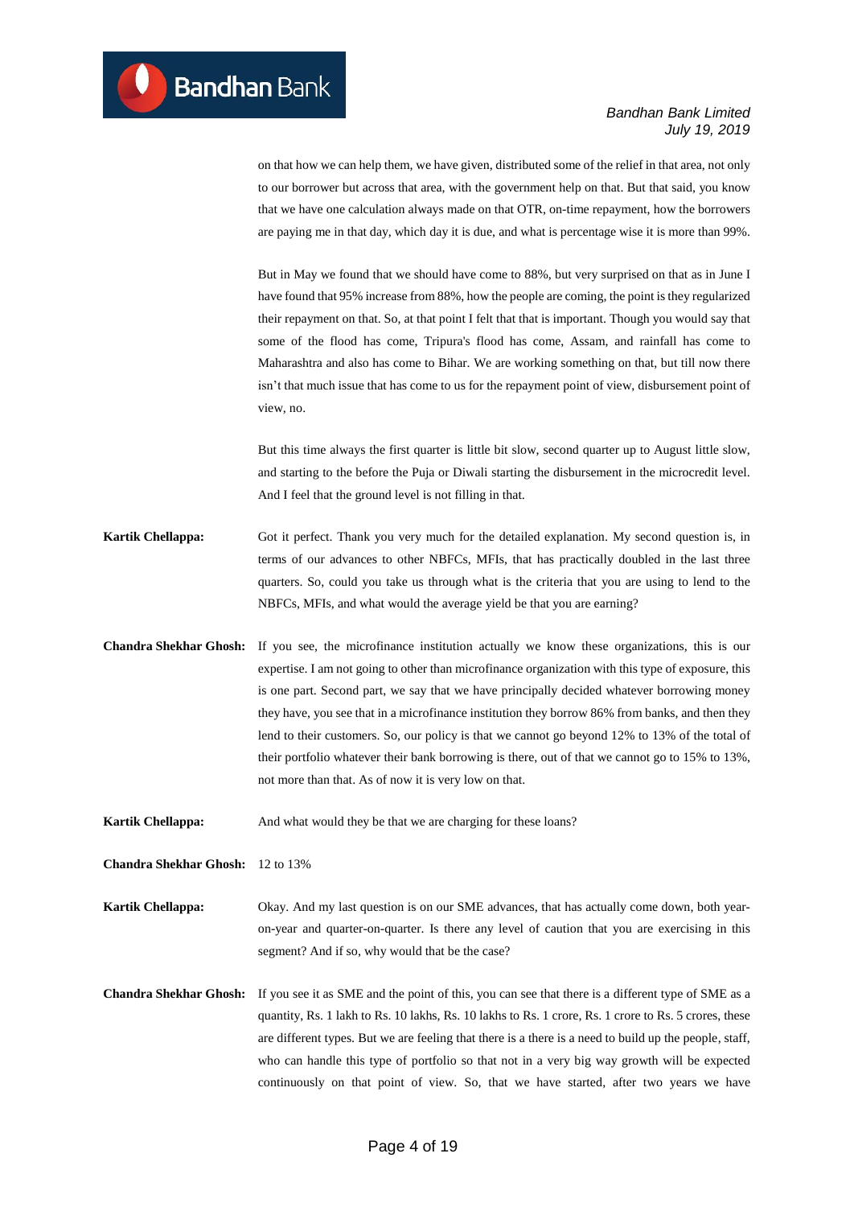on that how we can help them, we have given, distributed some of the relief in that area, not only to our borrower but across that area, with the government help on that. But that said, you know that we have one calculation always made on that OTR, on-time repayment, how the borrowers are paying me in that day, which day it is due, and what is percentage wise it is more than 99%.

But in May we found that we should have come to 88%, but very surprised on that as in June I have found that 95% increase from 88%, how the people are coming, the point is they regularized their repayment on that. So, at that point I felt that that is important. Though you would say that some of the flood has come, Tripura's flood has come, Assam, and rainfall has come to Maharashtra and also has come to Bihar. We are working something on that, but till now there isn't that much issue that has come to us for the repayment point of view, disbursement point of view, no.

But this time always the first quarter is little bit slow, second quarter up to August little slow, and starting to the before the Puja or Diwali starting the disbursement in the microcredit level. And I feel that the ground level is not filling in that.

**Kartik Chellappa:** Got it perfect. Thank you very much for the detailed explanation. My second question is, in terms of our advances to other NBFCs, MFIs, that has practically doubled in the last three quarters. So, could you take us through what is the criteria that you are using to lend to the NBFCs, MFIs, and what would the average yield be that you are earning?

**Chandra Shekhar Ghosh:** If you see, the microfinance institution actually we know these organizations, this is our expertise. I am not going to other than microfinance organization with this type of exposure, this is one part. Second part, we say that we have principally decided whatever borrowing money they have, you see that in a microfinance institution they borrow 86% from banks, and then they lend to their customers. So, our policy is that we cannot go beyond 12% to 13% of the total of their portfolio whatever their bank borrowing is there, out of that we cannot go to 15% to 13%, not more than that. As of now it is very low on that.

**Kartik Chellappa:** And what would they be that we are charging for these loans?

**Chandra Shekhar Ghosh:** 12 to 13%

**Kartik Chellappa:** Okay. And my last question is on our SME advances, that has actually come down, both year-on-year and quarter-on-quarter. Is there any level of caution that you are exercising in this segment? And if so, why would that be the case?

**Chandra Shekhar Ghosh:** If you see it as SME and the point of this, you can see that there is a different type of SME as a quantity, Rs. 1 lakh to Rs. 10 lakhs, Rs. 10 lakhs to Rs. 1 crore, Rs. 1 crore to Rs. 5 crores, these are different types. But we are feeling that there is a there is a need to build up the people, staff, who can handle this type of portfolio so that not in a very big way growth will be expected continuously on that point of view. So, that we have started, after two years we have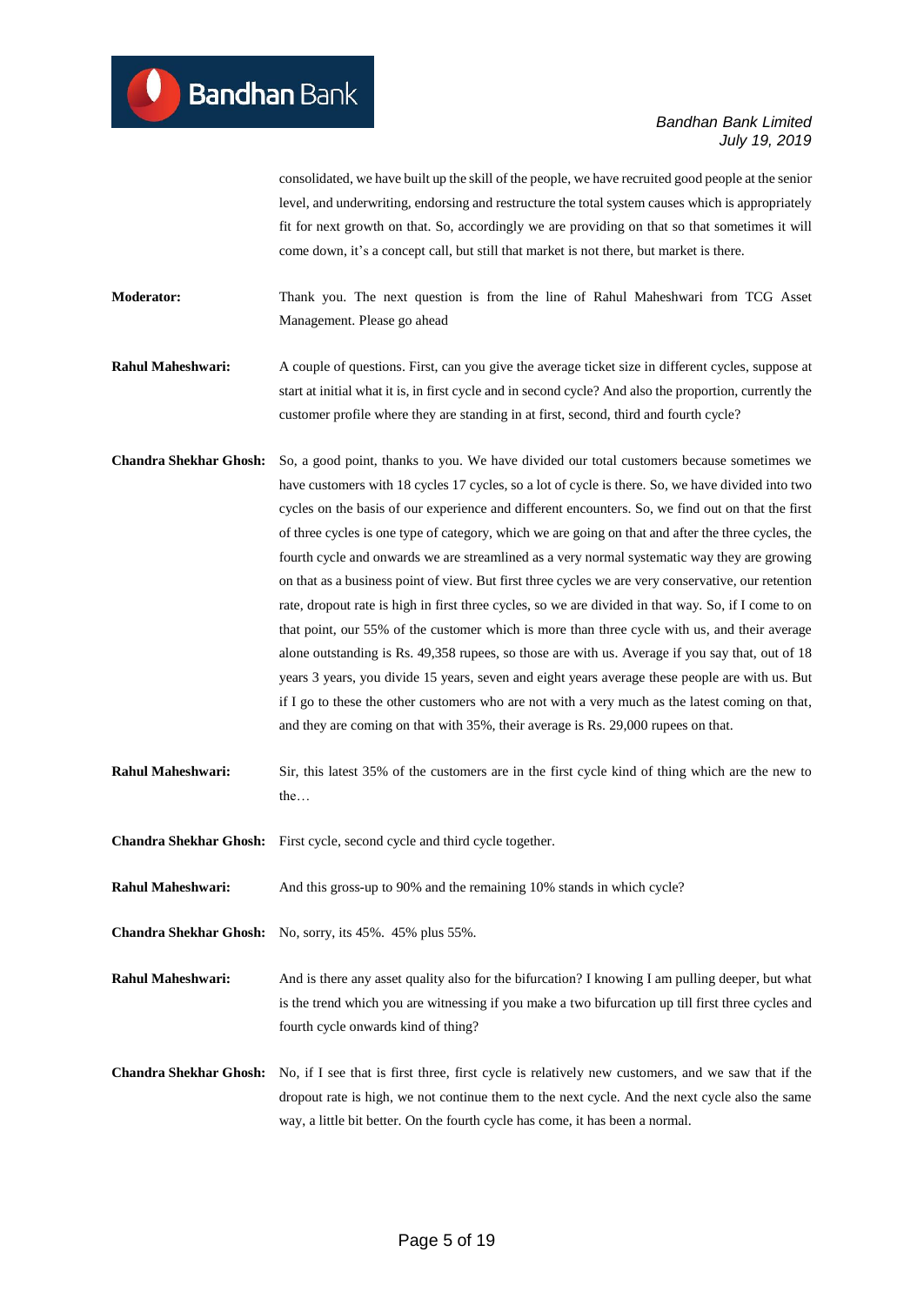consolidated, we have built up the skill of the people, we have recruited good people at the senior level, and underwriting, endorsing and restructure the total system causes which is appropriately fit for next growth on that. So, accordingly we are providing on that so that sometimes it will come down, it's a concept call, but still that market is not there, but market is there.

**Moderator:** Thank you. The next question is from the line of Rahul Maheshwari from TCG Asset Management. Please go ahead

**Rahul Maheshwari:** A couple of questions. First, can you give the average ticket size in different cycles, suppose at start at initial what it is, in first cycle and in second cycle? And also the proportion, currently the customer profile where they are standing in at first, second, third and fourth cycle?

**Chandra Shekhar Ghosh:** So, a good point, thanks to you. We have divided our total customers because sometimes we have customers with 18 cycles 17 cycles, so a lot of cycle is there. So, we have divided into two cycles on the basis of our experience and different encounters. So, we find out on that the first of three cycles is one type of category, which we are going on that and after the three cycles, the fourth cycle and onwards we are streamlined as a very normal systematic way they are growing on that as a business point of view. But first three cycles we are very conservative, our retention rate, dropout rate is high in first three cycles, so we are divided in that way. So, if I come to on that point, our 55% of the customer which is more than three cycle with us, and their average alone outstanding is Rs. 49,358 rupees, so those are with us. Average if you say that, out of 18 years 3 years, you divide 15 years, seven and eight years average these people are with us. But if I go to these the other customers who are not with a very much as the latest coming on that, and they are coming on that with 35%, their average is Rs. 29,000 rupees on that.

**Rahul Maheshwari:** Sir, this latest 35% of the customers are in the first cycle kind of thing which are the new to the…

**Chandra Shekhar Ghosh:** First cycle, second cycle and third cycle together.

**Rahul Maheshwari:** And this gross-up to 90% and the remaining 10% stands in which cycle?

**Chandra Shekhar Ghosh:** No, sorry, its 45%. 45% plus 55%.

**Rahul Maheshwari:** And is there any asset quality also for the bifurcation? I knowing I am pulling deeper, but what is the trend which you are witnessing if you make a two bifurcation up till first three cycles and fourth cycle onwards kind of thing?

**Chandra Shekhar Ghosh:** No, if I see that is first three, first cycle is relatively new customers, and we saw that if the dropout rate is high, we not continue them to the next cycle. And the next cycle also the same way, a little bit better. On the fourth cycle has come, it has been a normal.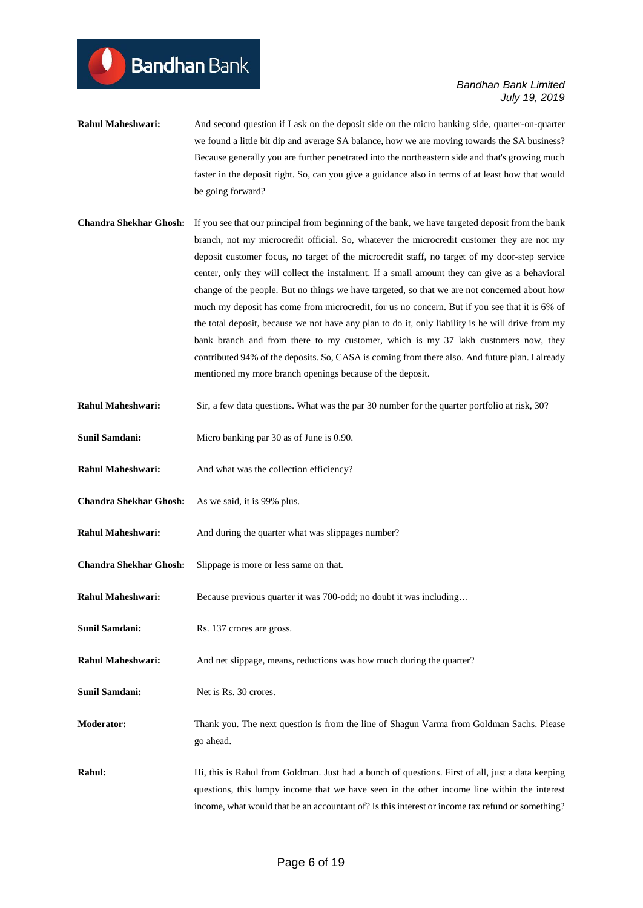**Rahul Maheshwari:** And second question if I ask on the deposit side on the micro banking side, quarter-on-quarter we found a little bit dip and average SA balance, how we are moving towards the SA business? Because generally you are further penetrated into the northeastern side and that's growing much faster in the deposit right. So, can you give a guidance also in terms of at least how that would be going forward?

**Chandra Shekhar Ghosh:** If you see that our principal from beginning of the bank, we have targeted deposit from the bank branch, not my microcredit official. So, whatever the microcredit customer they are not my deposit customer focus, no target of the microcredit staff, no target of my door-step service center, only they will collect the instalment. If a small amount they can give as a behavioral change of the people. But no things we have targeted, so that we are not concerned about how much my deposit has come from microcredit, for us no concern. But if you see that it is 6% of the total deposit, because we not have any plan to do it, only liability is he will drive from my bank branch and from there to my customer, which is my 37 lakh customers now, they contributed 94% of the deposits. So, CASA is coming from there also. And future plan. I already mentioned my more branch openings because of the deposit.

**Rahul Maheshwari:** Sir, a few data questions. What was the par 30 number for the quarter portfolio at risk, 30?

**Sunil Samdani:** Micro banking par 30 as of June is 0.90.

**Rahul Maheshwari:** And what was the collection efficiency?

**Chandra Shekhar Ghosh:** As we said, it is 99% plus.

**Rahul Maheshwari:** And during the quarter what was slippages number?

**Chandra Shekhar Ghosh:** Slippage is more or less same on that.

**Rahul Maheshwari:** Because previous quarter it was 700-odd; no doubt it was including…

**Sunil Samdani:** Rs. 137 crores are gross.

**Rahul Maheshwari:** And net slippage, means, reductions was how much during the quarter?

**Sunil Samdani:** Net is Rs. 30 crores.

**Moderator:** Thank you. The next question is from the line of Shagun Varma from Goldman Sachs. Please go ahead.

**Rahul:** Hi, this is Rahul from Goldman. Just had a bunch of questions. First of all, just a data keeping questions, this lumpy income that we have seen in the other income line within the interest income, what would that be an accountant of? Is this interest or income tax refund or something?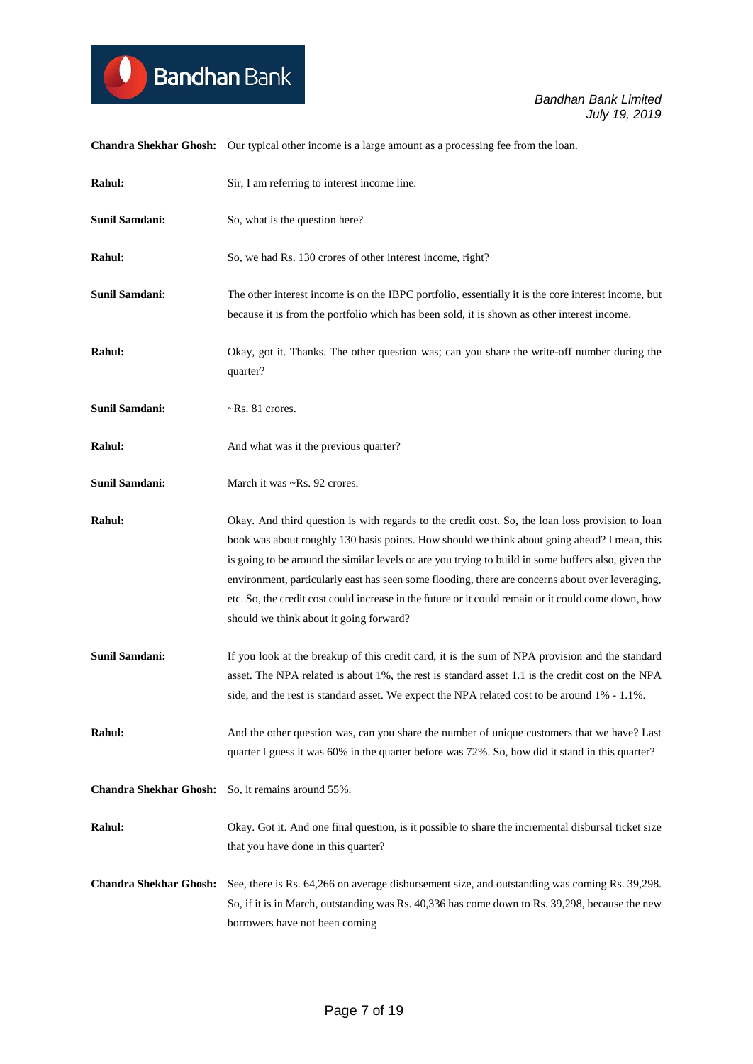**Chandra Shekhar Ghosh:** Our typical other income is a large amount as a processing fee from the loan.

**Rahul:** Sir, I am referring to interest income line.

**Sunil Samdani:** So, what is the question here?

**Rahul:** So, we had Rs. 130 crores of other interest income, right?

**Sunil Samdani:** The other interest income is on the IBPC portfolio, essentially it is the core interest income, but because it is from the portfolio which has been sold, it is shown as other interest income.

**Rahul:** Okay, got it. Thanks. The other question was; can you share the write-off number during the quarter?

**Sunil Samdani:** ~Rs. 81 crores.

**Rahul:** And what was it the previous quarter?

**Sunil Samdani:** March it was ~Rs. 92 crores.

**Rahul:** Okay. And third question is with regards to the credit cost. So, the loan loss provision to loan book was about roughly 130 basis points. How should we think about going ahead? I mean, this is going to be around the similar levels or are you trying to build in some buffers also, given the environment, particularly east has seen some flooding, there are concerns about over leveraging, etc. So, the credit cost could increase in the future or it could remain or it could come down, how should we think about it going forward?

**Sunil Samdani:** If you look at the breakup of this credit card, it is the sum of NPA provision and the standard asset. The NPA related is about 1%, the rest is standard asset 1.1 is the credit cost on the NPA side, and the rest is standard asset. We expect the NPA related cost to be around 1% - 1.1%.

**Rahul:** And the other question was, can you share the number of unique customers that we have? Last quarter I guess it was 60% in the quarter before was 72%. So, how did it stand in this quarter?

**Chandra Shekhar Ghosh:** So, it remains around 55%.

**Rahul:** Okay. Got it. And one final question, is it possible to share the incremental disbursal ticket size that you have done in this quarter?

**Chandra Shekhar Ghosh:** See, there is Rs. 64,266 on average disbursement size, and outstanding was coming Rs. 39,298. So, if it is in March, outstanding was Rs. 40,336 has come down to Rs. 39,298, because the new borrowers have not been coming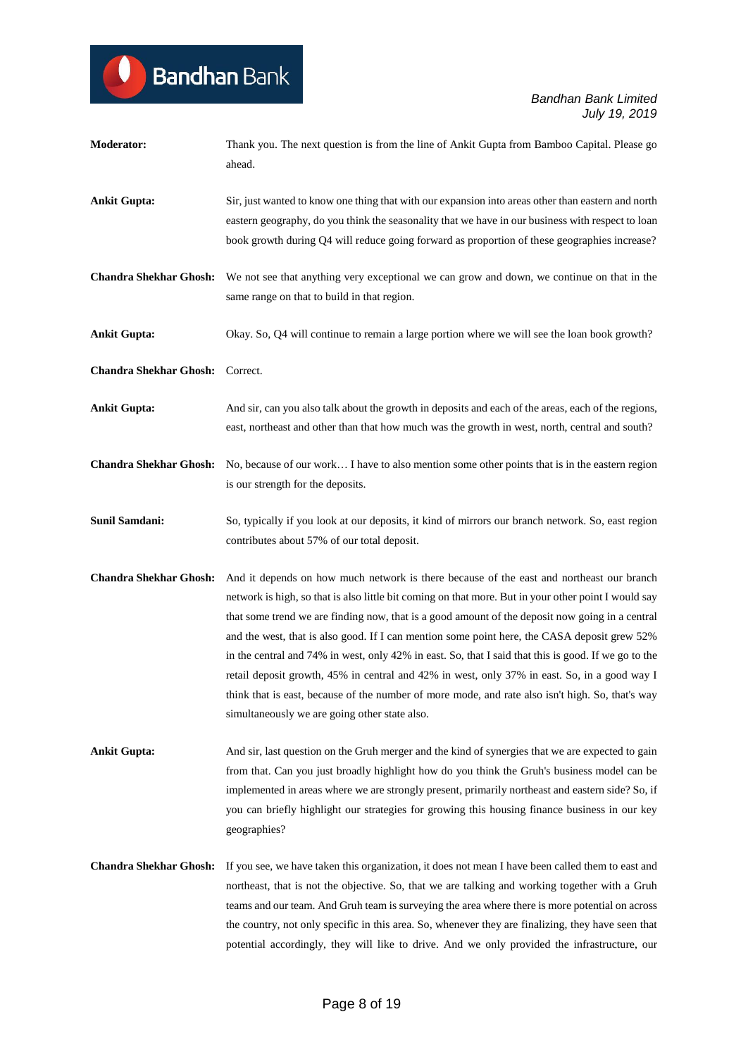**Moderator:** Thank you. The next question is from the line of Ankit Gupta from Bamboo Capital. Please go ahead.

**Ankit Gupta:** Sir, just wanted to know one thing that with our expansion into areas other than eastern and north eastern geography, do you think the seasonality that we have in our business with respect to loan book growth during Q4 will reduce going forward as proportion of these geographies increase?

**Chandra Shekhar Ghosh:** We not see that anything very exceptional we can grow and down, we continue on that in the same range on that to build in that region.

**Ankit Gupta:** Okay. So, Q4 will continue to remain a large portion where we will see the loan book growth?

**Chandra Shekhar Ghosh:** Correct.

**Ankit Gupta:** And sir, can you also talk about the growth in deposits and each of the areas, each of the regions, east, northeast and other than that how much was the growth in west, north, central and south?

**Chandra Shekhar Ghosh:** No, because of our work… I have to also mention some other points that is in the eastern region is our strength for the deposits.

**Sunil Samdani:** So, typically if you look at our deposits, it kind of mirrors our branch network. So, east region contributes about 57% of our total deposit.

**Chandra Shekhar Ghosh:** And it depends on how much network is there because of the east and northeast our branch network is high, so that is also little bit coming on that more. But in your other point I would say that some trend we are finding now, that is a good amount of the deposit now going in a central and the west, that is also good. If I can mention some point here, the CASA deposit grew 52% in the central and 74% in west, only 42% in east. So, that I said that this is good. If we go to the retail deposit growth, 45% in central and 42% in west, only 37% in east. So, in a good way I think that is east, because of the number of more mode, and rate also isn't high. So, that's way simultaneously we are going other state also.

**Ankit Gupta:** And sir, last question on the Gruh merger and the kind of synergies that we are expected to gain from that. Can you just broadly highlight how do you think the Gruh's business model can be implemented in areas where we are strongly present, primarily northeast and eastern side? So, if you can briefly highlight our strategies for growing this housing finance business in our key geographies?

**Chandra Shekhar Ghosh:** If you see, we have taken this organization, it does not mean I have been called them to east and northeast, that is not the objective. So, that we are talking and working together with a Gruh teams and our team. And Gruh team is surveying the area where there is more potential on across the country, not only specific in this area. So, whenever they are finalizing, they have seen that potential accordingly, they will like to drive. And we only provided the infrastructure, our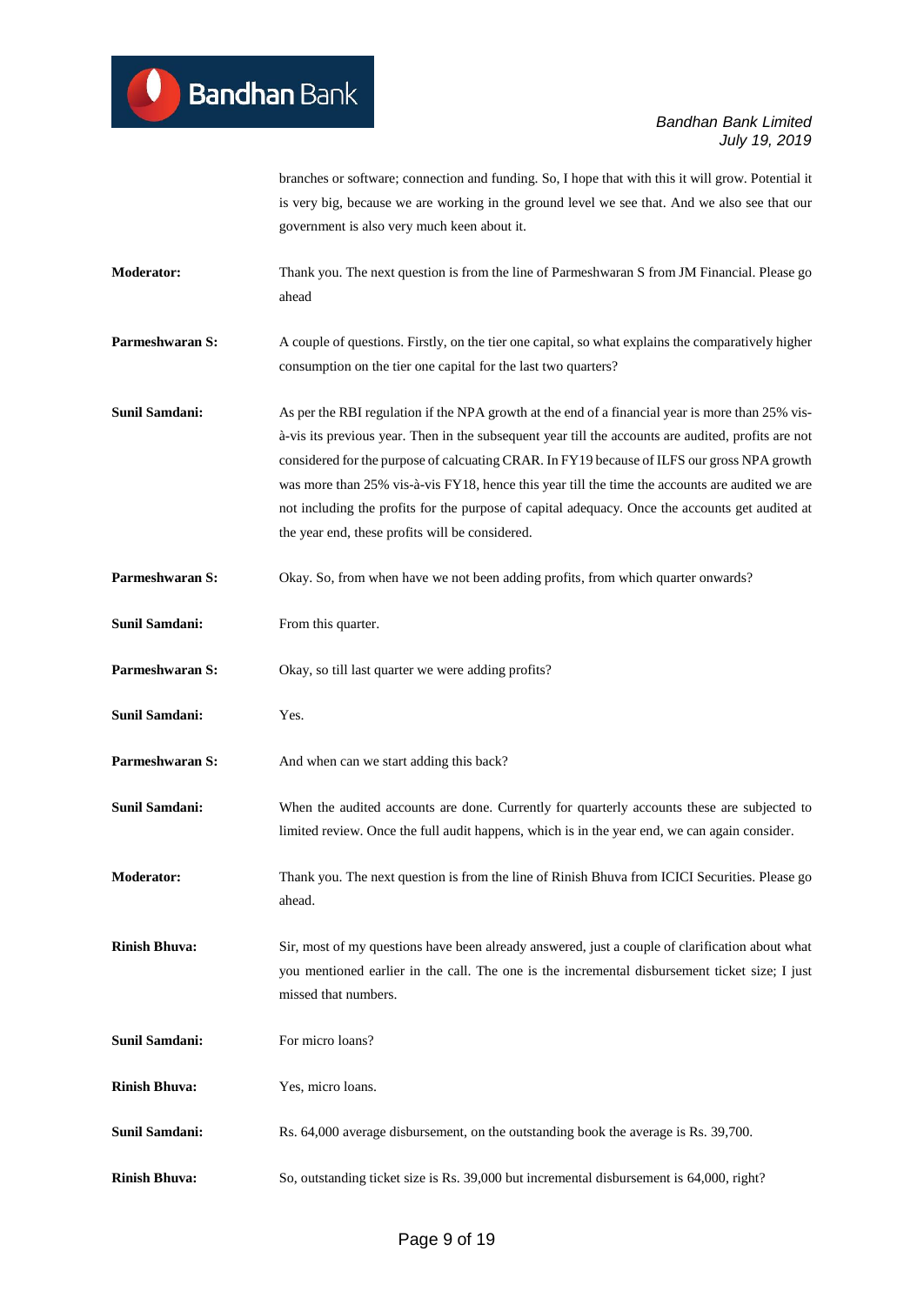branches or software; connection and funding. So, I hope that with this it will grow. Potential it is very big, because we are working in the ground level we see that. And we also see that our government is also very much keen about it.

**Moderator:** Thank you. The next question is from the line of Parmeshwaran S from JM Financial. Please go ahead

**Parmeshwaran S:** A couple of questions. Firstly, on the tier one capital, so what explains the comparatively higher consumption on the tier one capital for the last two quarters?

**Sunil Samdani:** As per the RBI regulation if the NPA growth at the end of a financial year is more than 25% vis-à-vis its previous year. Then in the subsequent year till the accounts are audited, profits are not considered for the purpose of calcuating CRAR. In FY19 because of ILFS our gross NPA growth was more than 25% vis-à-vis FY18, hence this year till the time the accounts are audited we are not including the profits for the purpose of capital adequacy. Once the accounts get audited at the year end, these profits will be considered.

**Parmeshwaran S:** Okay. So, from when have we not been adding profits, from which quarter onwards?

**Sunil Samdani:** From this quarter.

**Parmeshwaran S:** Okay, so till last quarter we were adding profits?

**Sunil Samdani:** Yes.

**Parmeshwaran S:** And when can we start adding this back?

**Sunil Samdani:** When the audited accounts are done. Currently for quarterly accounts these are subjected to limited review. Once the full audit happens, which is in the year end, we can again consider.

**Moderator:** Thank you. The next question is from the line of Rinish Bhuva from ICICI Securities. Please go ahead.

**Rinish Bhuva:** Sir, most of my questions have been already answered, just a couple of clarification about what you mentioned earlier in the call. The one is the incremental disbursement ticket size; I just missed that numbers.

**Sunil Samdani:** For micro loans?

**Rinish Bhuva:** Yes, micro loans.

**Sunil Samdani:** Rs. 64,000 average disbursement, on the outstanding book the average is Rs. 39,700.

**Rinish Bhuva:** So, outstanding ticket size is Rs. 39,000 but incremental disbursement is 64,000, right?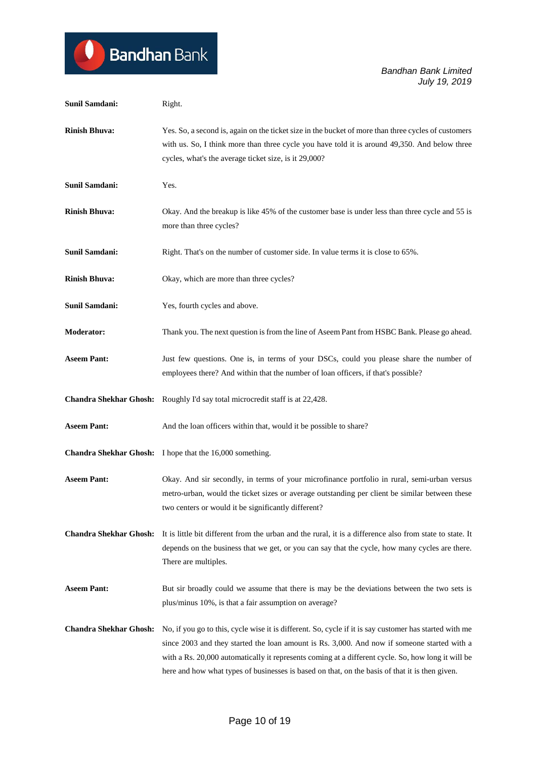**Sunil Samdani:** Right.

**Rinish Bhuva:** Yes. So, a second is, again on the ticket size in the bucket of more than three cycles of customers with us. So, I think more than three cycle you have told it is around 49,350. And below three cycles, what's the average ticket size, is it 29,000?

**Sunil Samdani:** Yes.

**Rinish Bhuva:** Okay. And the breakup is like 45% of the customer base is under less than three cycle and 55 is more than three cycles?

**Sunil Samdani:** Right. That's on the number of customer side. In value terms it is close to 65%.

**Rinish Bhuva:** Okay, which are more than three cycles?

**Sunil Samdani:** Yes, fourth cycles and above.

**Moderator:** Thank you. The next question is from the line of Aseem Pant from HSBC Bank. Please go ahead.

**Aseem Pant:** Just few questions. One is, in terms of your DSCs, could you please share the number of employees there? And within that the number of loan officers, if that's possible?

**Chandra Shekhar Ghosh:** Roughly I'd say total microcredit staff is at 22,428.

**Aseem Pant:** And the loan officers within that, would it be possible to share?

**Chandra Shekhar Ghosh:** I hope that the 16,000 something.

**Aseem Pant:** Okay. And sir secondly, in terms of your microfinance portfolio in rural, semi-urban versus metro-urban, would the ticket sizes or average outstanding per client be similar between these two centers or would it be significantly different?

**Chandra Shekhar Ghosh:** It is little bit different from the urban and the rural, it is a difference also from state to state. It depends on the business that we get, or you can say that the cycle, how many cycles are there. There are multiples.

**Aseem Pant:** But sir broadly could we assume that there is may be the deviations between the two sets is plus/minus 10%, is that a fair assumption on average?

**Chandra Shekhar Ghosh:** No, if you go to this, cycle wise it is different. So, cycle if it is say customer has started with me since 2003 and they started the loan amount is Rs. 3,000. And now if someone started with a with a Rs. 20,000 automatically it represents coming at a different cycle. So, how long it will be here and how what types of businesses is based on that, on the basis of that it is then given.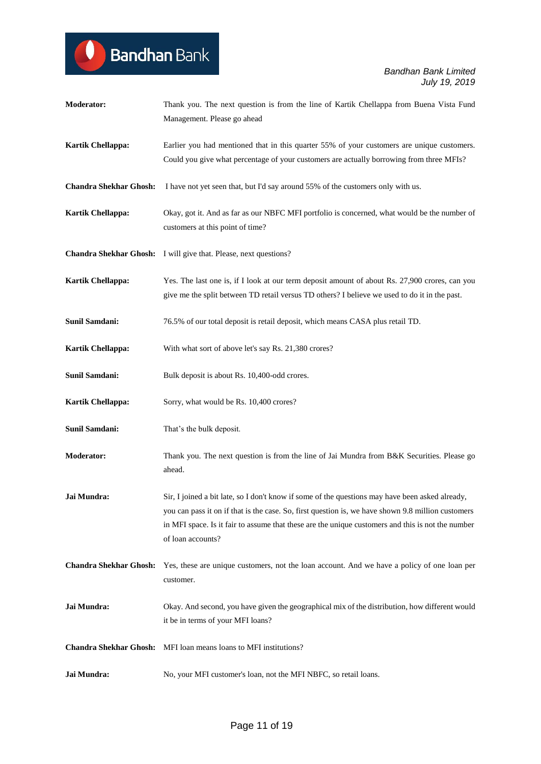**Moderator:** Thank you. The next question is from the line of Kartik Chellappa from Buena Vista Fund Management. Please go ahead

**Kartik Chellappa:** Earlier you had mentioned that in this quarter 55% of your customers are unique customers. Could you give what percentage of your customers are actually borrowing from three MFIs?

**Chandra Shekhar Ghosh:** I have not yet seen that, but I'd say around 55% of the customers only with us.

**Kartik Chellappa:** Okay, got it. And as far as our NBFC MFI portfolio is concerned, what would be the number of customers at this point of time?

**Chandra Shekhar Ghosh:** I will give that. Please, next questions?

**Kartik Chellappa:** Yes. The last one is, if I look at our term deposit amount of about Rs. 27,900 crores, can you give me the split between TD retail versus TD others? I believe we used to do it in the past.

**Sunil Samdani:** 76.5% of our total deposit is retail deposit, which means CASA plus retail TD.

**Kartik Chellappa:** With what sort of above let's say Rs. 21,380 crores?

**Sunil Samdani:** Bulk deposit is about Rs. 10,400-odd crores.

**Kartik Chellappa:** Sorry, what would be Rs. 10,400 crores?

**Sunil Samdani:** That's the bulk deposit.

**Moderator:** Thank you. The next question is from the line of Jai Mundra from B&K Securities. Please go ahead.

**Jai Mundra:** Sir, I joined a bit late, so I don't know if some of the questions may have been asked already, you can pass it on if that is the case. So, first question is, we have shown 9.8 million customers in MFI space. Is it fair to assume that these are the unique customers and this is not the number of loan accounts?

**Chandra Shekhar Ghosh:** Yes, these are unique customers, not the loan account. And we have a policy of one loan per customer.

**Jai Mundra:** Okay. And second, you have given the geographical mix of the distribution, how different would it be in terms of your MFI loans?

**Chandra Shekhar Ghosh:** MFI loan means loans to MFI institutions?

**Jai Mundra:** No, your MFI customer's loan, not the MFI NBFC, so retail loans.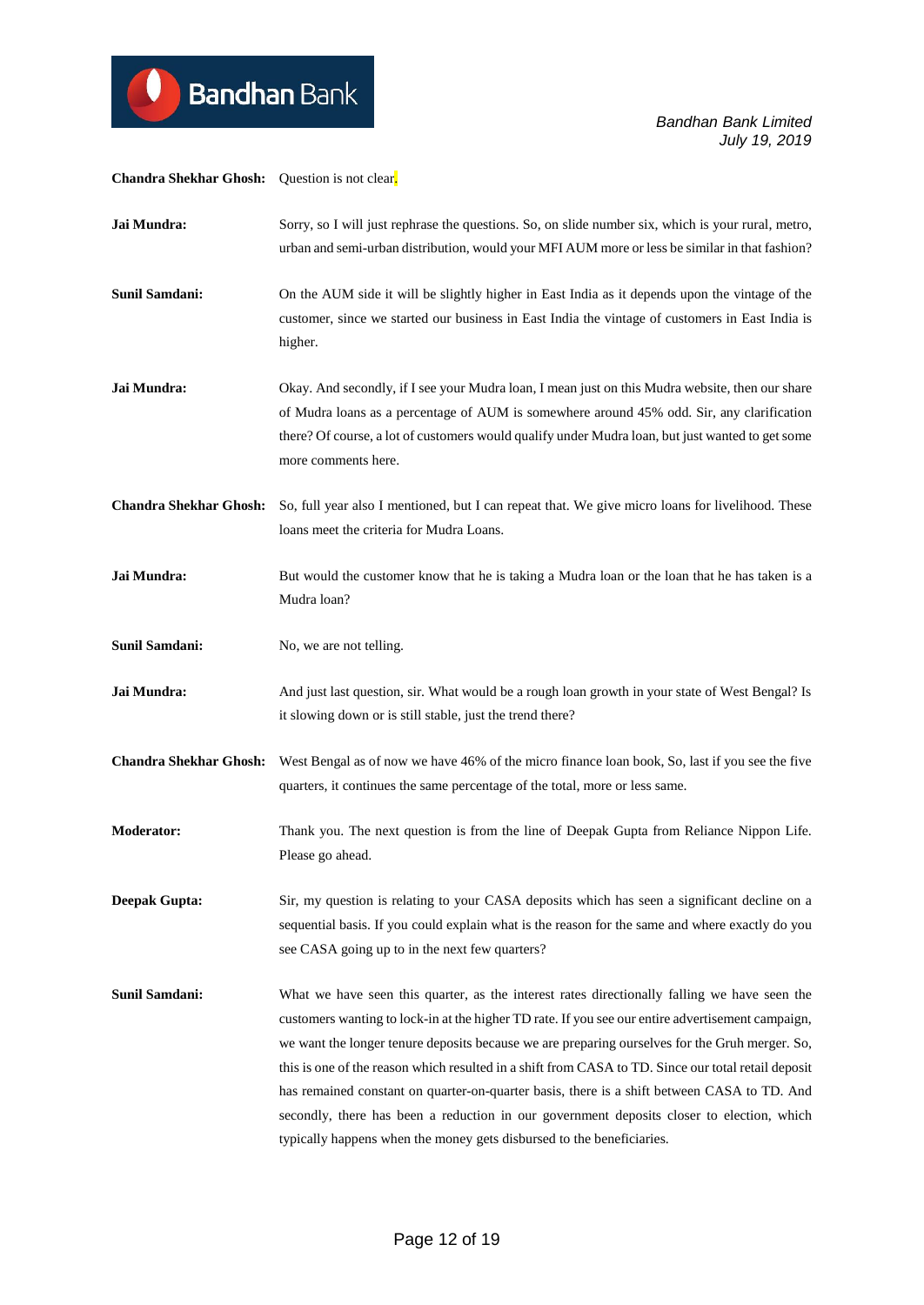**Chandra Shekhar Ghosh:** Question is not clear.

**Jai Mundra:** Sorry, so I will just rephrase the questions. So, on slide number six, which is your rural, metro, urban and semi-urban distribution, would your MFI AUM more or less be similar in that fashion?

**Sunil Samdani:** On the AUM side it will be slightly higher in East India as it depends upon the vintage of the customer, since we started our business in East India the vintage of customers in East India is higher.

**Jai Mundra:** Okay. And secondly, if I see your Mudra loan, I mean just on this Mudra website, then our share of Mudra loans as a percentage of AUM is somewhere around 45% odd. Sir, any clarification there? Of course, a lot of customers would qualify under Mudra loan, but just wanted to get some more comments here.

**Chandra Shekhar Ghosh:** So, full year also I mentioned, but I can repeat that. We give micro loans for livelihood. These loans meet the criteria for Mudra Loans.

**Jai Mundra:** But would the customer know that he is taking a Mudra loan or the loan that he has taken is a Mudra loan?

**Sunil Samdani:** No, we are not telling.

**Jai Mundra:** And just last question, sir. What would be a rough loan growth in your state of West Bengal? Is it slowing down or is still stable, just the trend there?

**Chandra Shekhar Ghosh:** West Bengal as of now we have 46% of the micro finance loan book, So, last if you see the five quarters, it continues the same percentage of the total, more or less same.

**Moderator:** Thank you. The next question is from the line of Deepak Gupta from Reliance Nippon Life. Please go ahead.

**Deepak Gupta:** Sir, my question is relating to your CASA deposits which has seen a significant decline on a sequential basis. If you could explain what is the reason for the same and where exactly do you see CASA going up to in the next few quarters?

**Sunil Samdani:** What we have seen this quarter, as the interest rates directionally falling we have seen the customers wanting to lock-in at the higher TD rate. If you see our entire advertisement campaign, we want the longer tenure deposits because we are preparing ourselves for the Gruh merger. So, this is one of the reason which resulted in a shift from CASA to TD. Since our total retail deposit has remained constant on quarter-on-quarter basis, there is a shift between CASA to TD. And secondly, there has been a reduction in our government deposits closer to election, which typically happens when the money gets disbursed to the beneficiaries.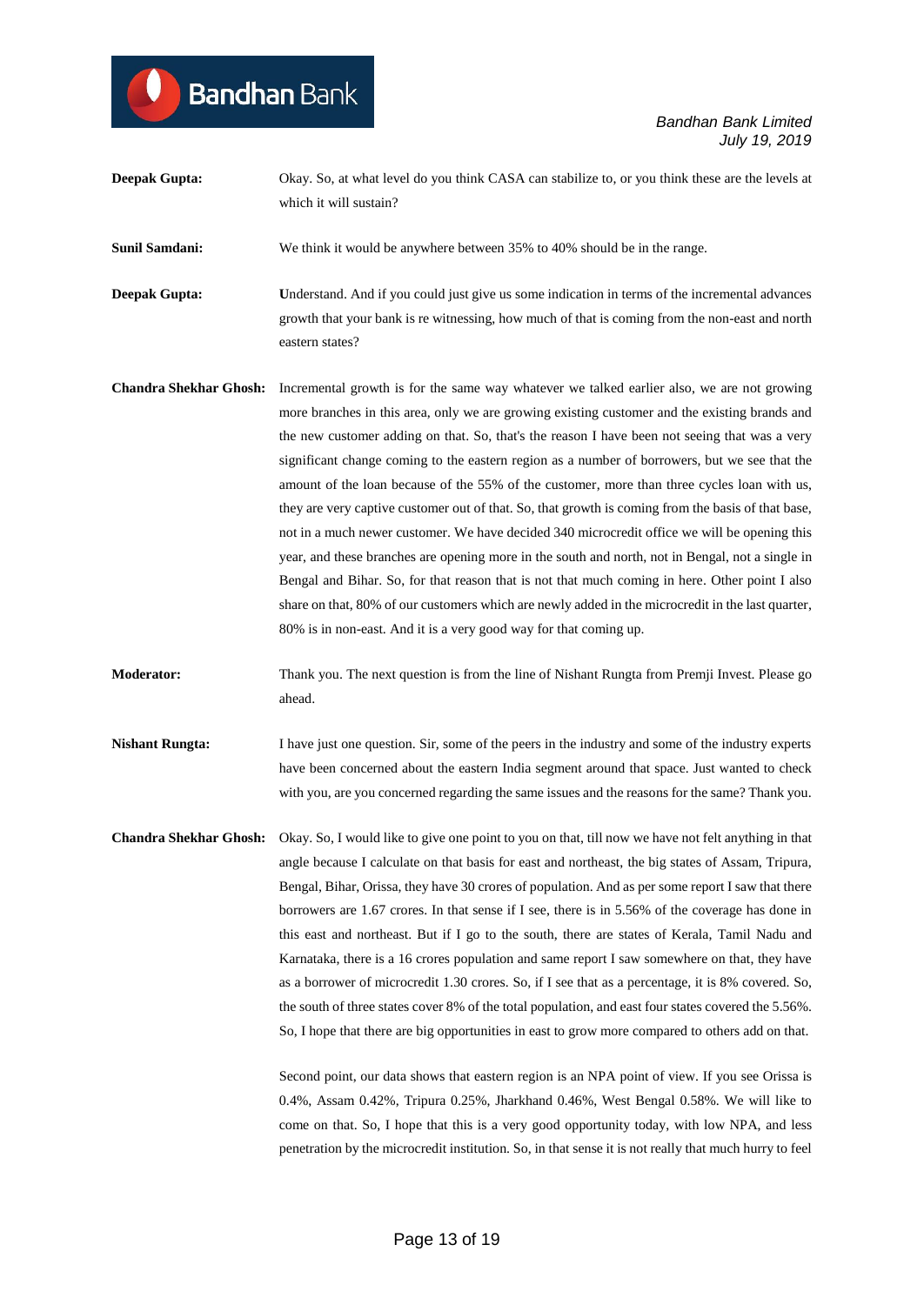**Deepak Gupta:** Okay. So, at what level do you think CASA can stabilize to, or you think these are the levels at which it will sustain?

**Sunil Samdani:** We think it would be anywhere between 35% to 40% should be in the range.

**Deepak Gupta:** Understand. And if you could just give us some indication in terms of the incremental advances growth that your bank is re witnessing, how much of that is coming from the non-east and north eastern states?

**Chandra Shekhar Ghosh:** Incremental growth is for the same way whatever we talked earlier also, we are not growing more branches in this area, only we are growing existing customer and the existing brands and the new customer adding on that. So, that's the reason I have been not seeing that was a very significant change coming to the eastern region as a number of borrowers, but we see that the amount of the loan because of the 55% of the customer, more than three cycles loan with us, they are very captive customer out of that. So, that growth is coming from the basis of that base, not in a much newer customer. We have decided 340 microcredit office we will be opening this year, and these branches are opening more in the south and north, not in Bengal, not a single in Bengal and Bihar. So, for that reason that is not that much coming in here. Other point I also share on that, 80% of our customers which are newly added in the microcredit in the last quarter, 80% is in non-east. And it is a very good way for that coming up.

**Moderator:** Thank you. The next question is from the line of Nishant Rungta from Premji Invest. Please go ahead.

**Nishant Rungta:** I have just one question. Sir, some of the peers in the industry and some of the industry experts have been concerned about the eastern India segment around that space. Just wanted to check with you, are you concerned regarding the same issues and the reasons for the same? Thank you.

**Chandra Shekhar Ghosh:** Okay. So, I would like to give one point to you on that, till now we have not felt anything in that angle because I calculate on that basis for east and northeast, the big states of Assam, Tripura, Bengal, Bihar, Orissa, they have 30 crores of population. And as per some report I saw that there borrowers are 1.67 crores. In that sense if I see, there is in 5.56% of the coverage has done in this east and northeast. But if I go to the south, there are states of Kerala, Tamil Nadu and Karnataka, there is a 16 crores population and same report I saw somewhere on that, they have as a borrower of microcredit 1.30 crores. So, if I see that as a percentage, it is 8% covered. So, the south of three states cover 8% of the total population, and east four states covered the 5.56%. So, I hope that there are big opportunities in east to grow more compared to others add on that.

Second point, our data shows that eastern region is an NPA point of view. If you see Orissa is 0.4%, Assam 0.42%, Tripura 0.25%, Jharkhand 0.46%, West Bengal 0.58%. We will like to come on that. So, I hope that this is a very good opportunity today, with low NPA, and less penetration by the microcredit institution. So, in that sense it is not really that much hurry to feel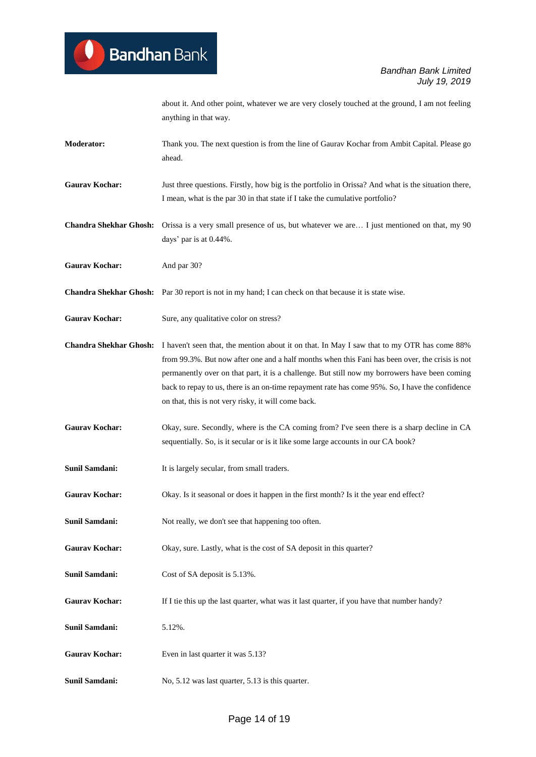about it. And other point, whatever we are very closely touched at the ground, I am not feeling anything in that way.

**Moderator:** Thank you. The next question is from the line of Gaurav Kochar from Ambit Capital. Please go ahead.

**Gaurav Kochar:** Just three questions. Firstly, how big is the portfolio in Orissa? And what is the situation there, I mean, what is the par 30 in that state if I take the cumulative portfolio?

**Chandra Shekhar Ghosh:** Orissa is a very small presence of us, but whatever we are… I just mentioned on that, my 90 days' par is at 0.44%.

**Gaurav Kochar:** And par 30?

**Chandra Shekhar Ghosh:** Par 30 report is not in my hand; I can check on that because it is state wise.

**Gaurav Kochar:** Sure, any qualitative color on stress?

**Chandra Shekhar Ghosh:** I haven't seen that, the mention about it on that. In May I saw that to my OTR has come 88% from 99.3%. But now after one and a half months when this Fani has been over, the crisis is not permanently over on that part, it is a challenge. But still now my borrowers have been coming back to repay to us, there is an on-time repayment rate has come 95%. So, I have the confidence on that, this is not very risky, it will come back.

**Gaurav Kochar:** Okay, sure. Secondly, where is the CA coming from? I've seen there is a sharp decline in CA sequentially. So, is it secular or is it like some large accounts in our CA book?

**Sunil Samdani:** It is largely secular, from small traders.

**Gaurav Kochar:** Okay. Is it seasonal or does it happen in the first month? Is it the year end effect?

**Sunil Samdani:** Not really, we don't see that happening too often.

**Gaurav Kochar:** Okay, sure. Lastly, what is the cost of SA deposit in this quarter?

**Sunil Samdani:** Cost of SA deposit is 5.13%.

**Gaurav Kochar:** If I tie this up the last quarter, what was it last quarter, if you have that number handy?

**Sunil Samdani:** 5.12%.

**Gaurav Kochar:** Even in last quarter it was 5.13?

**Sunil Samdani:** No, 5.12 was last quarter, 5.13 is this quarter.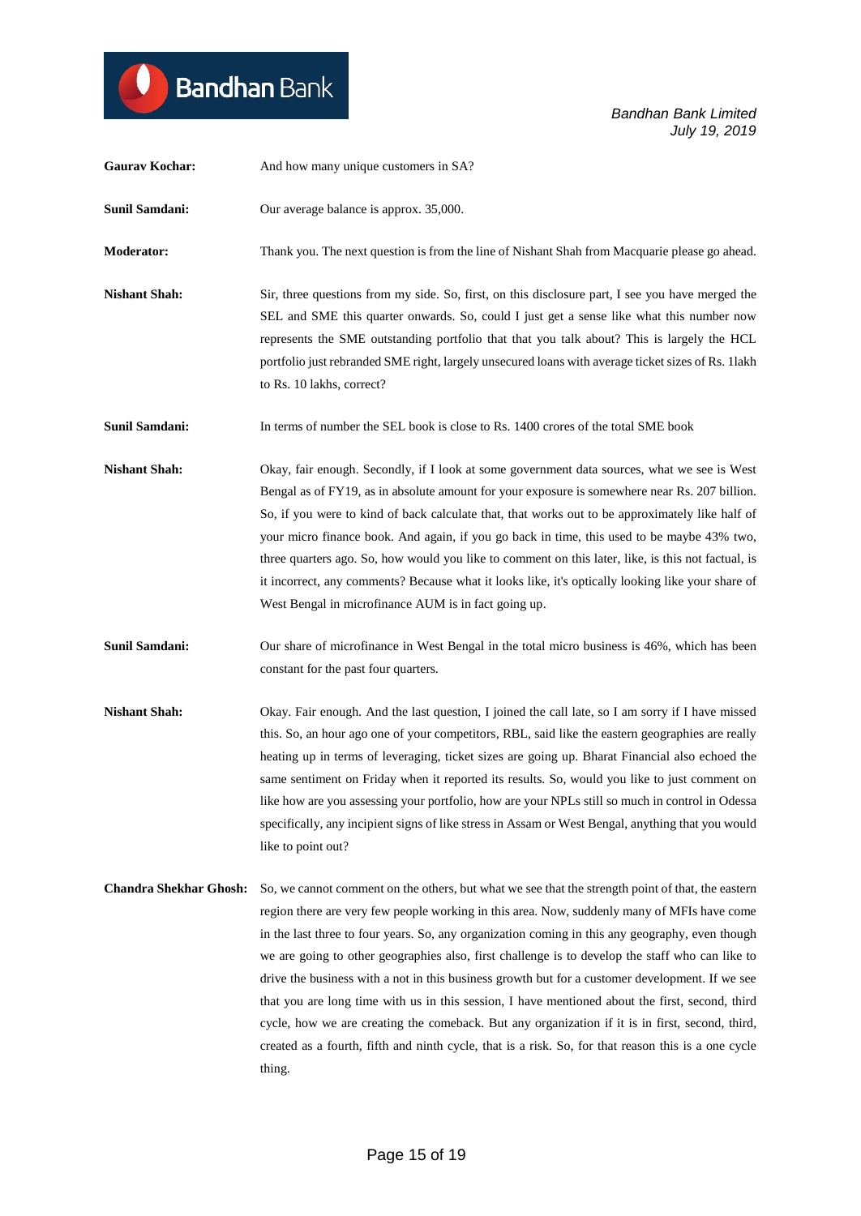**Gaurav Kochar:** And how many unique customers in SA?

**Sunil Samdani:** Our average balance is approx. 35,000.

**Moderator:** Thank you. The next question is from the line of Nishant Shah from Macquarie please go ahead.

**Nishant Shah:** Sir, three questions from my side. So, first, on this disclosure part, I see you have merged the SEL and SME this quarter onwards. So, could I just get a sense like what this number now represents the SME outstanding portfolio that that you talk about? This is largely the HCL portfolio just rebranded SME right, largely unsecured loans with average ticket sizes of Rs. 1lakh to Rs. 10 lakhs, correct?

**Sunil Samdani:** In terms of number the SEL book is close to Rs. 1400 crores of the total SME book

**Nishant Shah:** Okay, fair enough. Secondly, if I look at some government data sources, what we see is West Bengal as of FY19, as in absolute amount for your exposure is somewhere near Rs. 207 billion. So, if you were to kind of back calculate that, that works out to be approximately like half of your micro finance book. And again, if you go back in time, this used to be maybe 43% two, three quarters ago. So, how would you like to comment on this later, like, is this not factual, is it incorrect, any comments? Because what it looks like, it's optically looking like your share of West Bengal in microfinance AUM is in fact going up.

**Sunil Samdani:** Our share of microfinance in West Bengal in the total micro business is 46%, which has been constant for the past four quarters.

**Nishant Shah:** Okay. Fair enough. And the last question, I joined the call late, so I am sorry if I have missed this. So, an hour ago one of your competitors, RBL, said like the eastern geographies are really heating up in terms of leveraging, ticket sizes are going up. Bharat Financial also echoed the same sentiment on Friday when it reported its results. So, would you like to just comment on like how are you assessing your portfolio, how are your NPLs still so much in control in Odessa specifically, any incipient signs of like stress in Assam or West Bengal, anything that you would like to point out?

**Chandra Shekhar Ghosh:** So, we cannot comment on the others, but what we see that the strength point of that, the eastern region there are very few people working in this area. Now, suddenly many of MFIs have come in the last three to four years. So, any organization coming in this any geography, even though we are going to other geographies also, first challenge is to develop the staff who can like to drive the business with a not in this business growth but for a customer development. If we see that you are long time with us in this session, I have mentioned about the first, second, third cycle, how we are creating the comeback. But any organization if it is in first, second, third, created as a fourth, fifth and ninth cycle, that is a risk. So, for that reason this is a one cycle thing.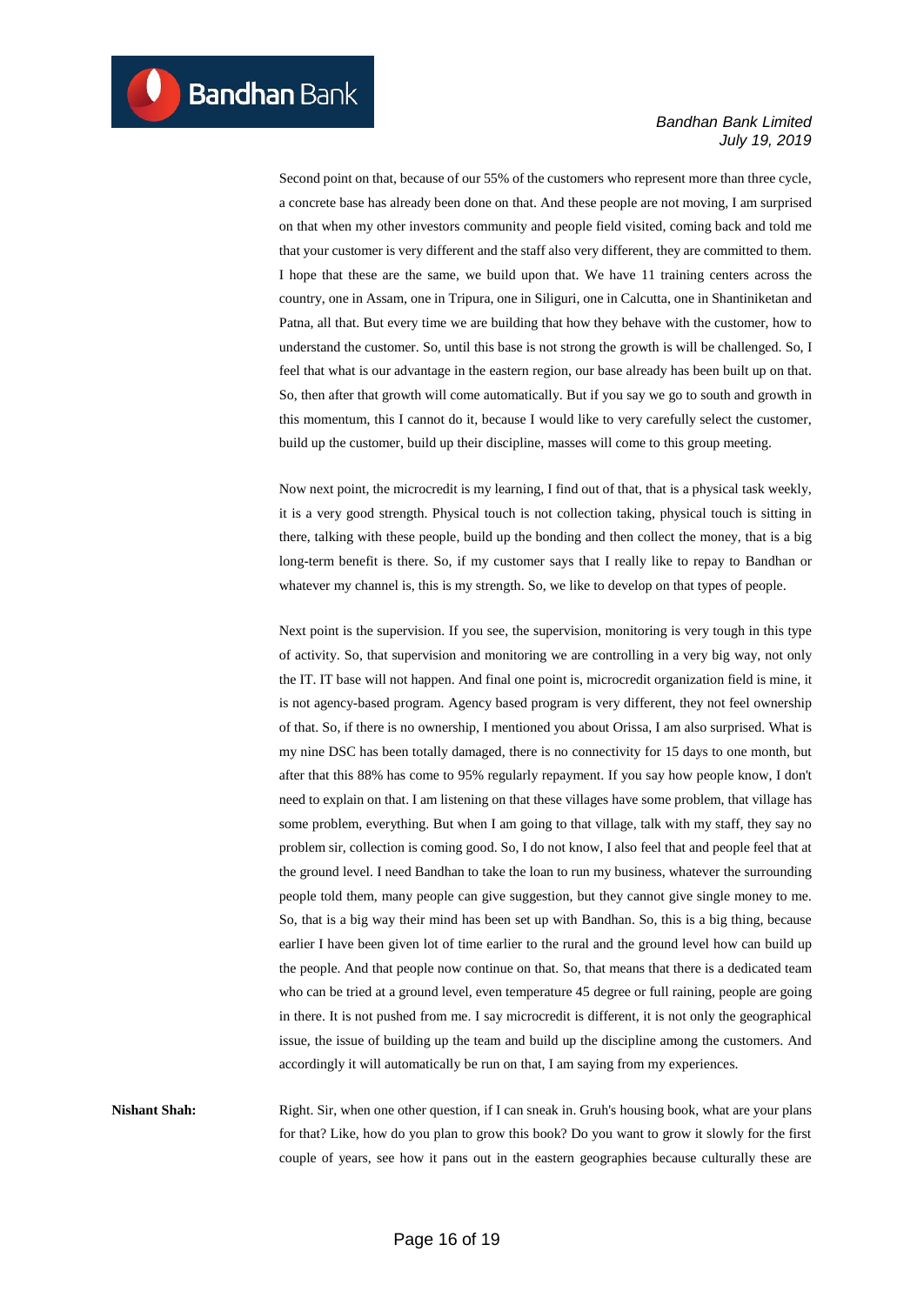Second point on that, because of our 55% of the customers who represent more than three cycle, a concrete base has already been done on that. And these people are not moving, I am surprised on that when my other investors community and people field visited, coming back and told me that your customer is very different and the staff also very different, they are committed to them. I hope that these are the same, we build upon that. We have 11 training centers across the country, one in Assam, one in Tripura, one in Siliguri, one in Calcutta, one in Shantiniketan and Patna, all that. But every time we are building that how they behave with the customer, how to understand the customer. So, until this base is not strong the growth is will be challenged. So, I feel that what is our advantage in the eastern region, our base already has been built up on that. So, then after that growth will come automatically. But if you say we go to south and growth in this momentum, this I cannot do it, because I would like to very carefully select the customer, build up the customer, build up their discipline, masses will come to this group meeting.

Now next point, the microcredit is my learning, I find out of that, that is a physical task weekly, it is a very good strength. Physical touch is not collection taking, physical touch is sitting in there, talking with these people, build up the bonding and then collect the money, that is a big long-term benefit is there. So, if my customer says that I really like to repay to Bandhan or whatever my channel is, this is my strength. So, we like to develop on that types of people.

Next point is the supervision. If you see, the supervision, monitoring is very tough in this type of activity. So, that supervision and monitoring we are controlling in a very big way, not only the IT. IT base will not happen. And final one point is, microcredit organization field is mine, it is not agency-based program. Agency based program is very different, they not feel ownership of that. So, if there is no ownership, I mentioned you about Orissa, I am also surprised. What is my nine DSC has been totally damaged, there is no connectivity for 15 days to one month, but after that this 88% has come to 95% regularly repayment. If you say how people know, I don't need to explain on that. I am listening on that these villages have some problem, that village has some problem, everything. But when I am going to that village, talk with my staff, they say no problem sir, collection is coming good. So, I do not know, I also feel that and people feel that at the ground level. I need Bandhan to take the loan to run my business, whatever the surrounding people told them, many people can give suggestion, but they cannot give single money to me. So, that is a big way their mind has been set up with Bandhan. So, this is a big thing, because earlier I have been given lot of time earlier to the rural and the ground level how can build up the people. And that people now continue on that. So, that means that there is a dedicated team who can be tried at a ground level, even temperature 45 degree or full raining, people are going in there. It is not pushed from me. I say microcredit is different, it is not only the geographical issue, the issue of building up the team and build up the discipline among the customers. And accordingly it will automatically be run on that, I am saying from my experiences.

**Nishant Shah:** Right. Sir, when one other question, if I can sneak in. Gruh's housing book, what are your plans for that? Like, how do you plan to grow this book? Do you want to grow it slowly for the first couple of years, see how it pans out in the eastern geographies because culturally these are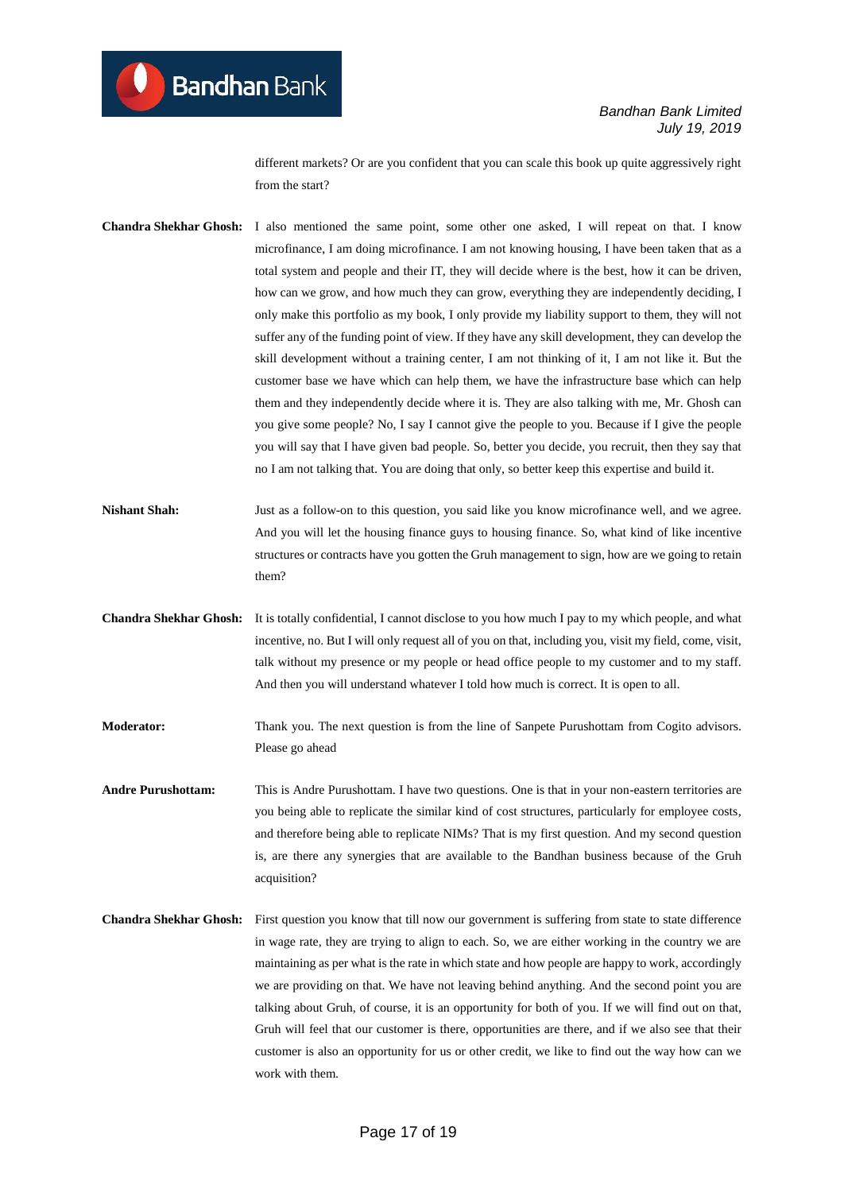different markets? Or are you confident that you can scale this book up quite aggressively right from the start?

**Chandra Shekhar Ghosh:** I also mentioned the same point, some other one asked, I will repeat on that. I know microfinance, I am doing microfinance. I am not knowing housing, I have been taken that as a total system and people and their IT, they will decide where is the best, how it can be driven, how can we grow, and how much they can grow, everything they are independently deciding, I only make this portfolio as my book, I only provide my liability support to them, they will not suffer any of the funding point of view. If they have any skill development, they can develop the skill development without a training center, I am not thinking of it, I am not like it. But the customer base we have which can help them, we have the infrastructure base which can help them and they independently decide where it is. They are also talking with me, Mr. Ghosh can you give some people? No, I say I cannot give the people to you. Because if I give the people you will say that I have given bad people. So, better you decide, you recruit, then they say that no I am not talking that. You are doing that only, so better keep this expertise and build it.

**Nishant Shah:** Just as a follow-on to this question, you said like you know microfinance well, and we agree. And you will let the housing finance guys to housing finance. So, what kind of like incentive structures or contracts have you gotten the Gruh management to sign, how are we going to retain them?

**Chandra Shekhar Ghosh:** It is totally confidential, I cannot disclose to you how much I pay to my which people, and what incentive, no. But I will only request all of you on that, including you, visit my field, come, visit, talk without my presence or my people or head office people to my customer and to my staff. And then you will understand whatever I told how much is correct. It is open to all.

**Moderator:** Thank you. The next question is from the line of Sanpete Purushottam from Cogito advisors. Please go ahead

**Andre Purushottam:** This is Andre Purushottam. I have two questions. One is that in your non-eastern territories are you being able to replicate the similar kind of cost structures, particularly for employee costs, and therefore being able to replicate NIMs? That is my first question. And my second question is, are there any synergies that are available to the Bandhan business because of the Gruh acquisition?

**Chandra Shekhar Ghosh:** First question you know that till now our government is suffering from state to state difference in wage rate, they are trying to align to each. So, we are either working in the country we are maintaining as per what is the rate in which state and how people are happy to work, accordingly we are providing on that. We have not leaving behind anything. And the second point you are talking about Gruh, of course, it is an opportunity for both of you. If we will find out on that, Gruh will feel that our customer is there, opportunities are there, and if we also see that their customer is also an opportunity for us or other credit, we like to find out the way how can we work with them.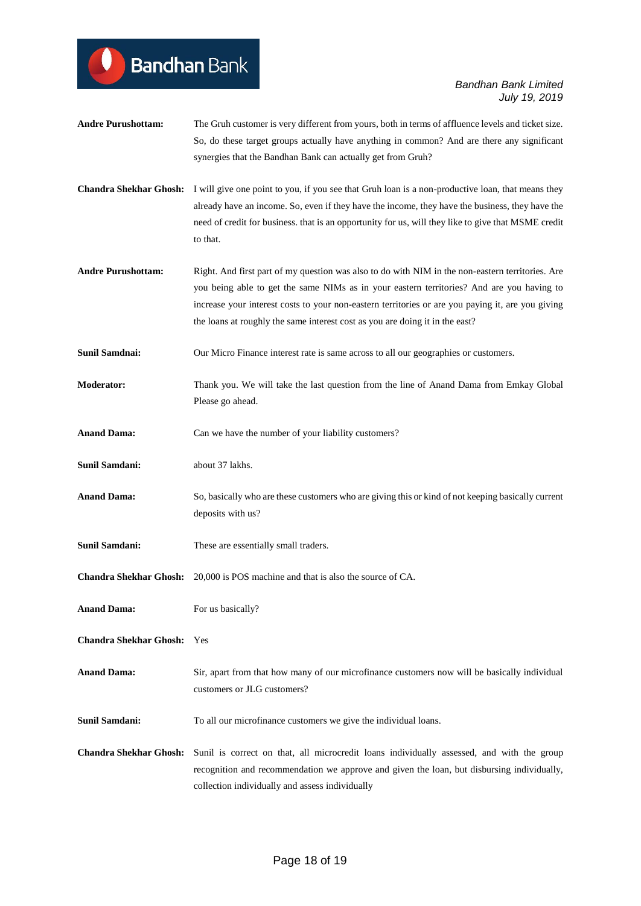**Andre Purushottam:** The Gruh customer is very different from yours, both in terms of affluence levels and ticket size. So, do these target groups actually have anything in common? And are there any significant synergies that the Bandhan Bank can actually get from Gruh?

**Chandra Shekhar Ghosh:** I will give one point to you, if you see that Gruh loan is a non-productive loan, that means they already have an income. So, even if they have the income, they have the business, they have the need of credit for business. that is an opportunity for us, will they like to give that MSME credit to that.

**Andre Purushottam:** Right. And first part of my question was also to do with NIM in the non-eastern territories. Are you being able to get the same NIMs as in your eastern territories? And are you having to increase your interest costs to your non-eastern territories or are you paying it, are you giving the loans at roughly the same interest cost as you are doing it in the east?

**Sunil Samdnai:** Our Micro Finance interest rate is same across to all our geographies or customers.

**Moderator:** Thank you. We will take the last question from the line of Anand Dama from Emkay Global Please go ahead.

**Anand Dama:** Can we have the number of your liability customers?

**Sunil Samdani:** about 37 lakhs.

**Anand Dama:** So, basically who are these customers who are giving this or kind of not keeping basically current deposits with us?

**Sunil Samdani:** These are essentially small traders.

**Chandra Shekhar Ghosh:** 20,000 is POS machine and that is also the source of CA.

**Anand Dama:** For us basically?

**Chandra Shekhar Ghosh:** Yes

**Anand Dama:** Sir, apart from that how many of our microfinance customers now will be basically individual customers or JLG customers?

**Sunil Samdani:** To all our microfinance customers we give the individual loans.

**Chandra Shekhar Ghosh:** Sunil is correct on that, all microcredit loans individually assessed, and with the group recognition and recommendation we approve and given the loan, but disbursing individually, collection individually and assess individually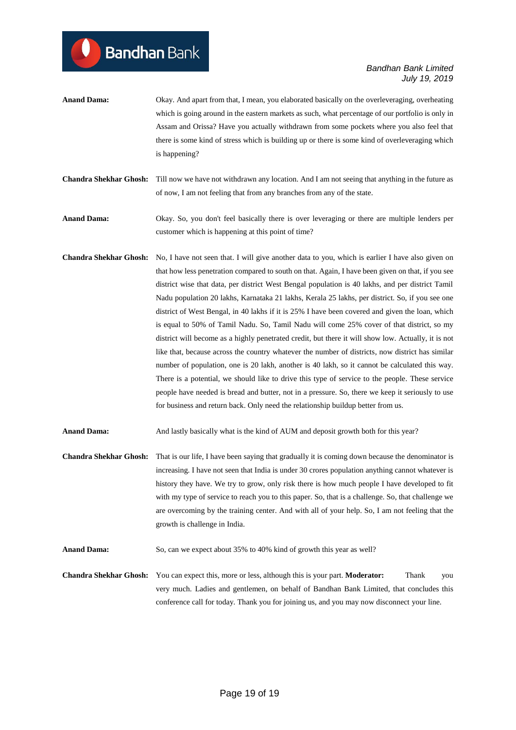**Anand Dama:** Okay. And apart from that, I mean, you elaborated basically on the overleveraging, overheating which is going around in the eastern markets as such, what percentage of our portfolio is only in Assam and Orissa? Have you actually withdrawn from some pockets where you also feel that there is some kind of stress which is building up or there is some kind of overleveraging which is happening?

**Chandra Shekhar Ghosh:** Till now we have not withdrawn any location. And I am not seeing that anything in the future as of now, I am not feeling that from any branches from any of the state.

**Anand Dama:** Okay. So, you don't feel basically there is over leveraging or there are multiple lenders per customer which is happening at this point of time?

**Chandra Shekhar Ghosh:** No, I have not seen that. I will give another data to you, which is earlier I have also given on that how less penetration compared to south on that. Again, I have been given on that, if you see district wise that data, per district West Bengal population is 40 lakhs, and per district Tamil Nadu population 20 lakhs, Karnataka 21 lakhs, Kerala 25 lakhs, per district. So, if you see one district of West Bengal, in 40 lakhs if it is 25% I have been covered and given the loan, which is equal to 50% of Tamil Nadu. So, Tamil Nadu will come 25% cover of that district, so my district will become as a highly penetrated credit, but there it will show low. Actually, it is not like that, because across the country whatever the number of districts, now district has similar number of population, one is 20 lakh, another is 40 lakh, so it cannot be calculated this way. There is a potential, we should like to drive this type of service to the people. These service people have needed is bread and butter, not in a pressure. So, there we keep it seriously to use for business and return back. Only need the relationship buildup better from us.

**Anand Dama:** And lastly basically what is the kind of AUM and deposit growth both for this year?

**Chandra Shekhar Ghosh:** That is our life, I have been saying that gradually it is coming down because the denominator is increasing. I have not seen that India is under 30 crores population anything cannot whatever is history they have. We try to grow, only risk there is how much people I have developed to fit with my type of service to reach you to this paper. So, that is a challenge. So, that challenge we are overcoming by the training center. And with all of your help. So, I am not feeling that the growth is challenge in India.

**Anand Dama:** So, can we expect about 35% to 40% kind of growth this year as well?

**Chandra Shekhar Ghosh:** You can expect this, more or less, although this is your part. **Moderator:** Thank you very much. Ladies and gentlemen, on behalf of Bandhan Bank Limited, that concludes this conference call for today. Thank you for joining us, and you may now disconnect your line.